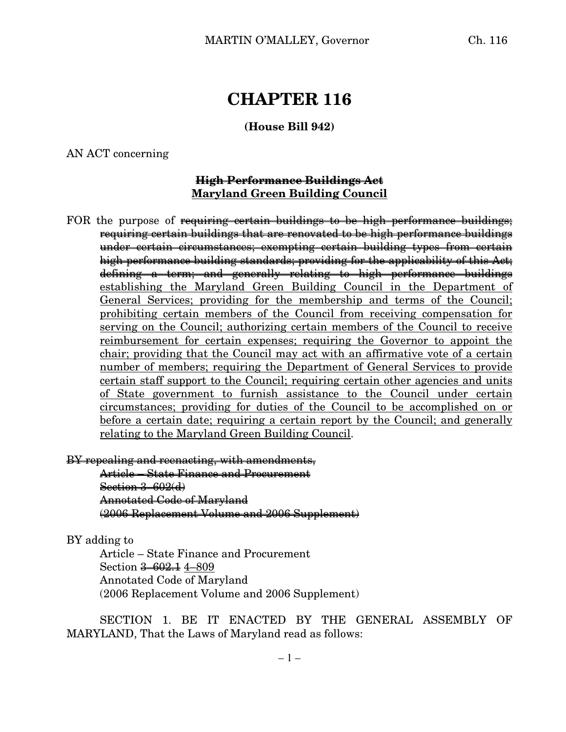# CHAPTER 116

**(House Bill 942)**

AN ACT concerning

**~~High Performance Buildings Act~~**
**<u>Maryland Green Building Council</u>**

FOR the purpose of ~~requiring certain buildings to be high performance buildings; requiring certain buildings that are renovated to be high performance buildings under certain circumstances; exempting certain building types from certain high performance building standards; providing for the applicability of this Act; defining a term; and generally relating to high performance buildings~~ <u>establishing the Maryland Green Building Council in the Department of General Services; providing for the membership and terms of the Council; prohibiting certain members of the Council from receiving compensation for serving on the Council; authorizing certain members of the Council to receive reimbursement for certain expenses; requiring the Governor to appoint the chair; providing that the Council may act with an affirmative vote of a certain number of members; requiring the Department of General Services to provide certain staff support to the Council; requiring certain other agencies and units of State government to furnish assistance to the Council under certain circumstances; providing for duties of the Council to be accomplished on or before a certain date; requiring a certain report by the Council; and generally relating to the Maryland Green Building Council</u>.

~~BY repealing and reenacting, with amendments,~~
~~Article – State Finance and Procurement~~
~~Section 3–602(d)~~
~~Annotated Code of Maryland~~
~~(2006 Replacement Volume and 2006 Supplement)~~

BY adding to
Article – State Finance and Procurement
Section ~~3–602.1~~ <u>4–809</u>
Annotated Code of Maryland
(2006 Replacement Volume and 2006 Supplement)

SECTION 1. BE IT ENACTED BY THE GENERAL ASSEMBLY OF MARYLAND, That the Laws of Maryland read as follows: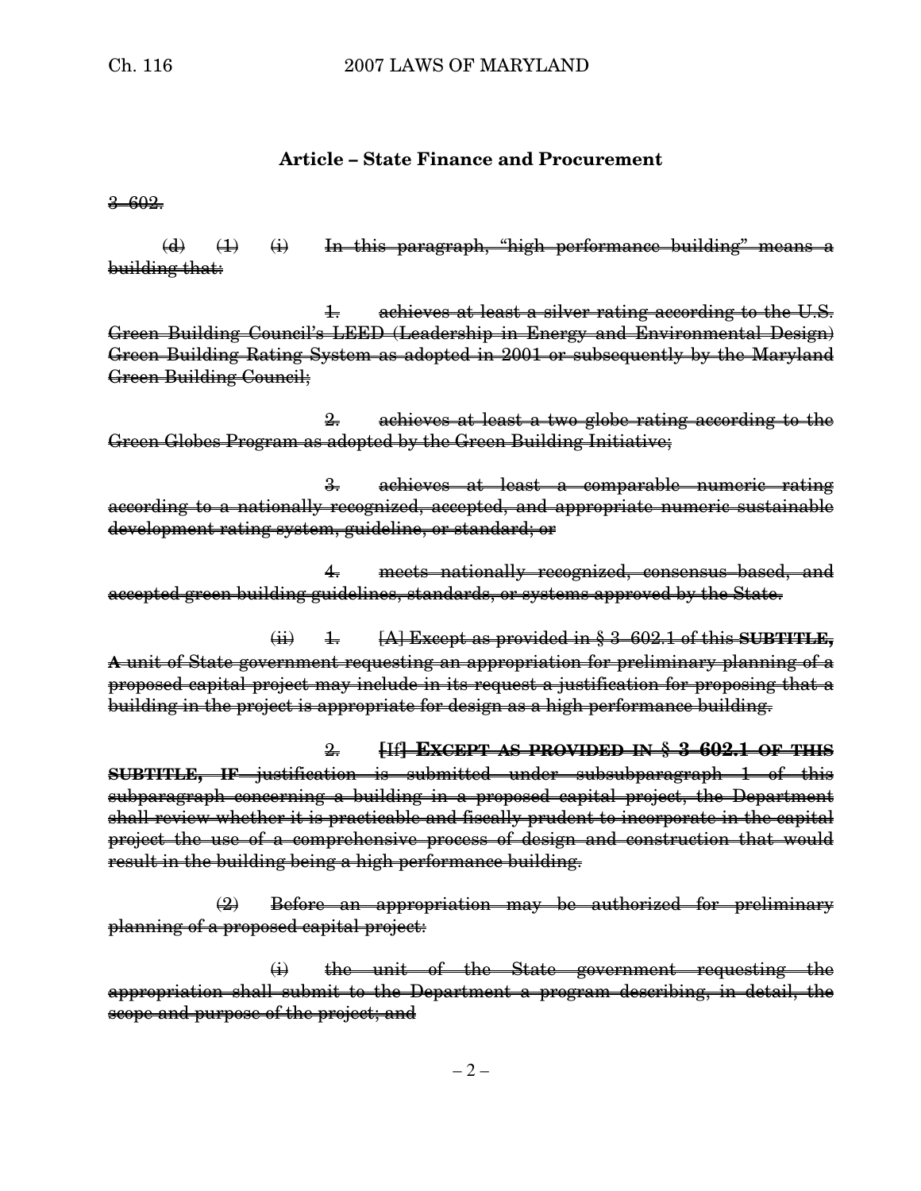## Article – State Finance and Procurement

~~3–602.~~

~~(d) (1) (i) In this paragraph, "high performance building" means a building that:~~

~~1. achieves at least a silver rating according to the U.S. Green Building Council's LEED (Leadership in Energy and Environmental Design) Green Building Rating System as adopted in 2001 or subsequently by the Maryland Green Building Council;~~

~~2. achieves at least a two globe rating according to the Green Globes Program as adopted by the Green Building Initiative;~~

~~3. achieves at least a comparable numeric rating according to a nationally recognized, accepted, and appropriate numeric sustainable development rating system, guideline, or standard; or~~

~~4. meets nationally recognized, consensus based, and accepted green building guidelines, standards, or systems approved by the State.~~

~~(ii) 1. [A] Except as provided in § 3–602.1 of this **SUBTITLE, A** unit of State government requesting an appropriation for preliminary planning of a proposed capital project may include in its request a justification for proposing that a building in the project is appropriate for design as a high performance building.~~

~~2. **[**If**] EXCEPT AS PROVIDED IN § 3–602.1 OF THIS SUBTITLE, IF** justification is submitted under subsubparagraph 1 of this subparagraph concerning a building in a proposed capital project, the Department shall review whether it is practicable and fiscally prudent to incorporate in the capital project the use of a comprehensive process of design and construction that would result in the building being a high performance building.~~

~~(2) Before an appropriation may be authorized for preliminary planning of a proposed capital project:~~

~~(i) the unit of the State government requesting the appropriation shall submit to the Department a program describing, in detail, the scope and purpose of the project; and~~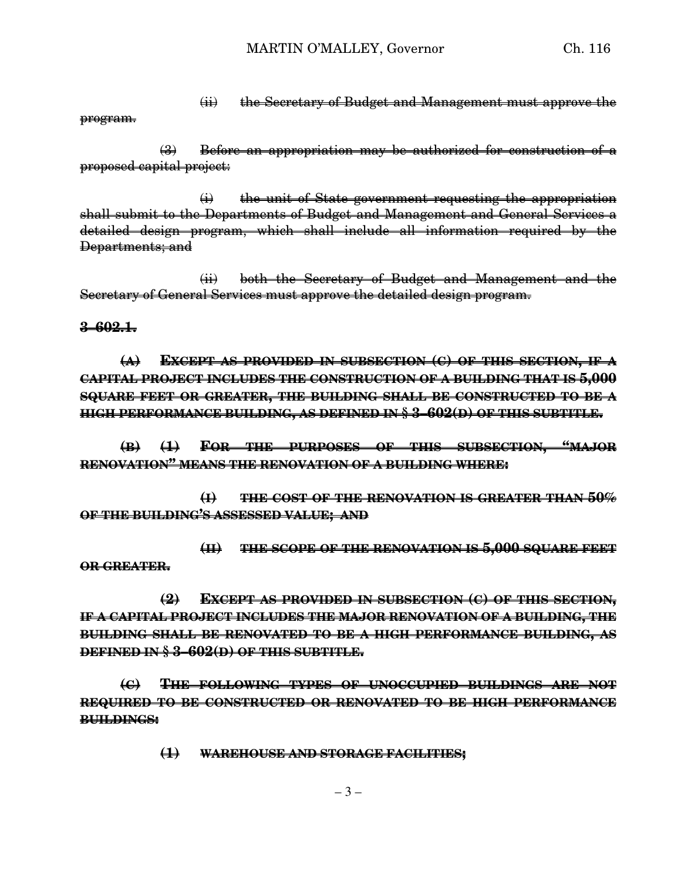~~(ii) the Secretary of Budget and Management must approve the program.~~

~~(3) Before an appropriation may be authorized for construction of a proposed capital project:~~

~~(i) the unit of State government requesting the appropriation shall submit to the Departments of Budget and Management and General Services a detailed design program, which shall include all information required by the Departments; and~~

~~(ii) both the Secretary of Budget and Management and the Secretary of General Services must approve the detailed design program.~~

~~**3–602.1.**~~

~~**(A) EXCEPT AS PROVIDED IN SUBSECTION (C) OF THIS SECTION, IF A CAPITAL PROJECT INCLUDES THE CONSTRUCTION OF A BUILDING THAT IS 5,000 SQUARE FEET OR GREATER, THE BUILDING SHALL BE CONSTRUCTED TO BE A HIGH PERFORMANCE BUILDING, AS DEFINED IN § 3–602(D) OF THIS SUBTITLE.**~~

~~**(B) (1) FOR THE PURPOSES OF THIS SUBSECTION, "MAJOR RENOVATION" MEANS THE RENOVATION OF A BUILDING WHERE:**~~

~~**(I) THE COST OF THE RENOVATION IS GREATER THAN 50% OF THE BUILDING'S ASSESSED VALUE; AND**~~

~~**(II) THE SCOPE OF THE RENOVATION IS 5,000 SQUARE FEET OR GREATER.**~~

~~**(2) EXCEPT AS PROVIDED IN SUBSECTION (C) OF THIS SECTION, IF A CAPITAL PROJECT INCLUDES THE MAJOR RENOVATION OF A BUILDING, THE BUILDING SHALL BE RENOVATED TO BE A HIGH PERFORMANCE BUILDING, AS DEFINED IN § 3–602(D) OF THIS SUBTITLE.**~~

~~**(C) THE FOLLOWING TYPES OF UNOCCUPIED BUILDINGS ARE NOT REQUIRED TO BE CONSTRUCTED OR RENOVATED TO BE HIGH PERFORMANCE BUILDINGS:**~~

~~**(1) WAREHOUSE AND STORAGE FACILITIES;**~~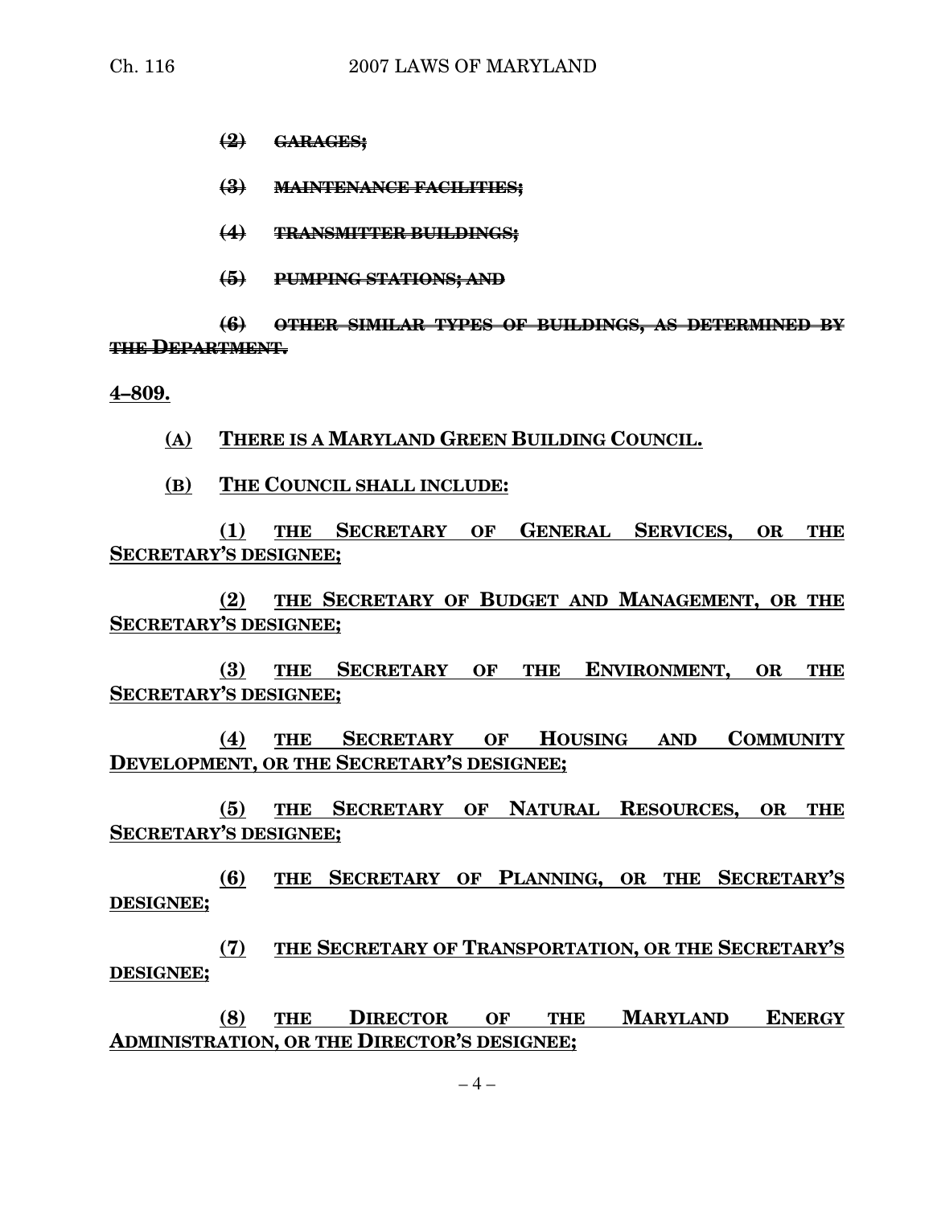~~**(2) GARAGES;**~~

~~**(3) MAINTENANCE FACILITIES;**~~

~~**(4) TRANSMITTER BUILDINGS;**~~

~~**(5) PUMPING STATIONS; AND**~~

~~**(6) OTHER SIMILAR TYPES OF BUILDINGS, AS DETERMINED BY THE DEPARTMENT.**~~

<u>**4–809.**</u>

<u>**(A) THERE IS A MARYLAND GREEN BUILDING COUNCIL.**</u>

<u>**(B) THE COUNCIL SHALL INCLUDE:**</u>

<u>**(1) THE SECRETARY OF GENERAL SERVICES, OR THE SECRETARY'S DESIGNEE;**</u>

<u>**(2) THE SECRETARY OF BUDGET AND MANAGEMENT, OR THE SECRETARY'S DESIGNEE;**</u>

<u>**(3) THE SECRETARY OF THE ENVIRONMENT, OR THE SECRETARY'S DESIGNEE;**</u>

<u>**(4) THE SECRETARY OF HOUSING AND COMMUNITY DEVELOPMENT, OR THE SECRETARY'S DESIGNEE;**</u>

<u>**(5) THE SECRETARY OF NATURAL RESOURCES, OR THE SECRETARY'S DESIGNEE;**</u>

<u>**(6) THE SECRETARY OF PLANNING, OR THE SECRETARY'S DESIGNEE;**</u>

<u>**(7) THE SECRETARY OF TRANSPORTATION, OR THE SECRETARY'S DESIGNEE;**</u>

<u>**(8) THE DIRECTOR OF THE MARYLAND ENERGY ADMINISTRATION, OR THE DIRECTOR'S DESIGNEE;**</u>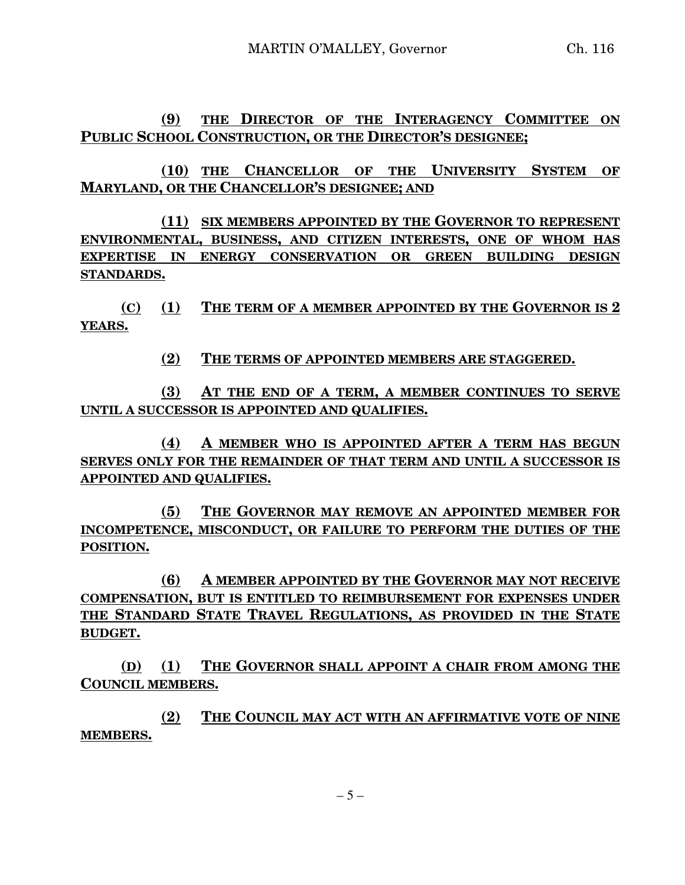**(9) THE DIRECTOR OF THE INTERAGENCY COMMITTEE ON PUBLIC SCHOOL CONSTRUCTION, OR THE DIRECTOR'S DESIGNEE;**

**(10) THE CHANCELLOR OF THE UNIVERSITY SYSTEM OF MARYLAND, OR THE CHANCELLOR'S DESIGNEE; AND**

**(11) SIX MEMBERS APPOINTED BY THE GOVERNOR TO REPRESENT ENVIRONMENTAL, BUSINESS, AND CITIZEN INTERESTS, ONE OF WHOM HAS EXPERTISE IN ENERGY CONSERVATION OR GREEN BUILDING DESIGN STANDARDS.**

**(C) (1) THE TERM OF A MEMBER APPOINTED BY THE GOVERNOR IS 2 YEARS.**

**(2) THE TERMS OF APPOINTED MEMBERS ARE STAGGERED.**

**(3) AT THE END OF A TERM, A MEMBER CONTINUES TO SERVE UNTIL A SUCCESSOR IS APPOINTED AND QUALIFIES.**

**(4) A MEMBER WHO IS APPOINTED AFTER A TERM HAS BEGUN SERVES ONLY FOR THE REMAINDER OF THAT TERM AND UNTIL A SUCCESSOR IS APPOINTED AND QUALIFIES.**

**(5) THE GOVERNOR MAY REMOVE AN APPOINTED MEMBER FOR INCOMPETENCE, MISCONDUCT, OR FAILURE TO PERFORM THE DUTIES OF THE POSITION.**

**(6) A MEMBER APPOINTED BY THE GOVERNOR MAY NOT RECEIVE COMPENSATION, BUT IS ENTITLED TO REIMBURSEMENT FOR EXPENSES UNDER THE STANDARD STATE TRAVEL REGULATIONS, AS PROVIDED IN THE STATE BUDGET.**

**(D) (1) THE GOVERNOR SHALL APPOINT A CHAIR FROM AMONG THE COUNCIL MEMBERS.**

**(2) THE COUNCIL MAY ACT WITH AN AFFIRMATIVE VOTE OF NINE MEMBERS.**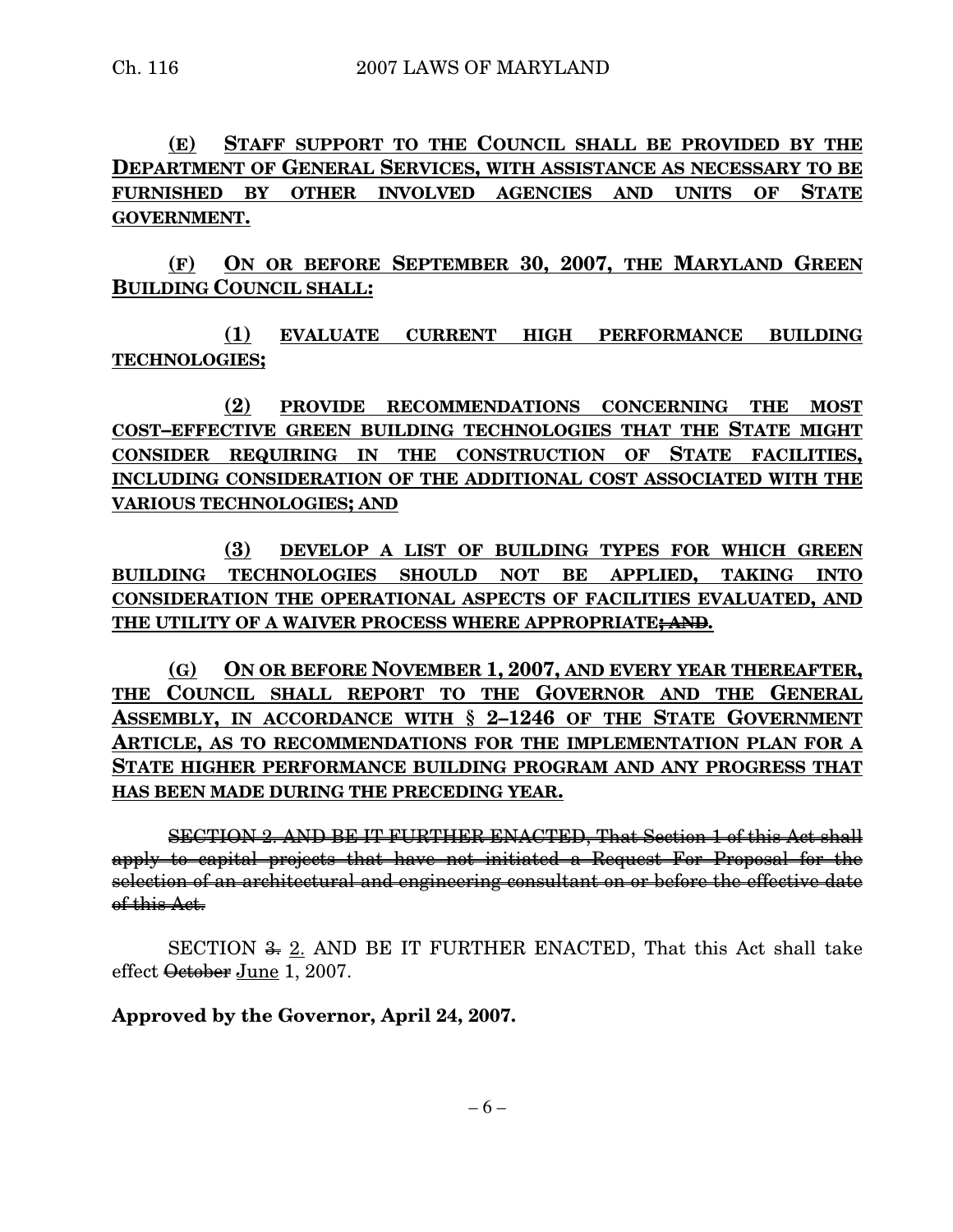**(E) STAFF SUPPORT TO THE COUNCIL SHALL BE PROVIDED BY THE DEPARTMENT OF GENERAL SERVICES, WITH ASSISTANCE AS NECESSARY TO BE FURNISHED BY OTHER INVOLVED AGENCIES AND UNITS OF STATE GOVERNMENT.**

**(F) ON OR BEFORE SEPTEMBER 30, 2007, THE MARYLAND GREEN BUILDING COUNCIL SHALL:**

**(1) EVALUATE CURRENT HIGH PERFORMANCE BUILDING TECHNOLOGIES;**

**(2) PROVIDE RECOMMENDATIONS CONCERNING THE MOST COST–EFFECTIVE GREEN BUILDING TECHNOLOGIES THAT THE STATE MIGHT CONSIDER REQUIRING IN THE CONSTRUCTION OF STATE FACILITIES, INCLUDING CONSIDERATION OF THE ADDITIONAL COST ASSOCIATED WITH THE VARIOUS TECHNOLOGIES; AND**

**(3) DEVELOP A LIST OF BUILDING TYPES FOR WHICH GREEN BUILDING TECHNOLOGIES SHOULD NOT BE APPLIED, TAKING INTO CONSIDERATION THE OPERATIONAL ASPECTS OF FACILITIES EVALUATED, AND THE UTILITY OF A WAIVER PROCESS WHERE APPROPRIATE~~; AND~~.**

**(G) ON OR BEFORE NOVEMBER 1, 2007, AND EVERY YEAR THEREAFTER, THE COUNCIL SHALL REPORT TO THE GOVERNOR AND THE GENERAL ASSEMBLY, IN ACCORDANCE WITH § 2–1246 OF THE STATE GOVERNMENT ARTICLE, AS TO RECOMMENDATIONS FOR THE IMPLEMENTATION PLAN FOR A STATE HIGHER PERFORMANCE BUILDING PROGRAM AND ANY PROGRESS THAT HAS BEEN MADE DURING THE PRECEDING YEAR.**

~~SECTION 2. AND BE IT FURTHER ENACTED, That Section 1 of this Act shall apply to capital projects that have not initiated a Request For Proposal for the selection of an architectural and engineering consultant on or before the effective date of this Act.~~

SECTION ~~3.~~ 2. AND BE IT FURTHER ENACTED, That this Act shall take effect ~~October~~ June 1, 2007.

**Approved by the Governor, April 24, 2007.**